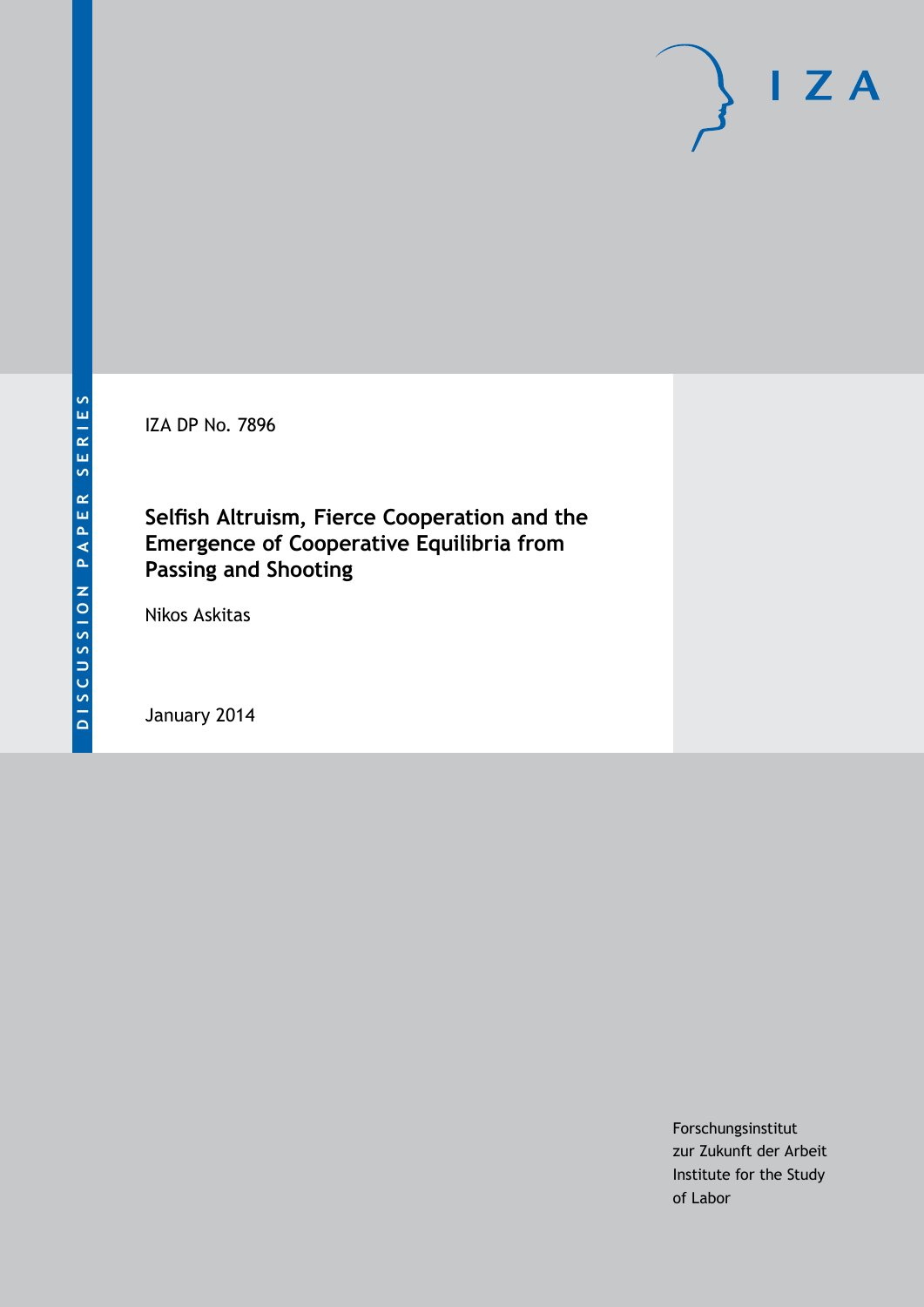DISCUSSION PAPER SERIES

IZA DP No. 7896

# Selfish Altruism, Fierce Cooperation and the Emergence of Cooperative Equilibria from Passing and Shooting

Nikos Askitas

January 2014

Forschungsinstitut
zur Zukunft der Arbeit
Institute for the Study
of Labor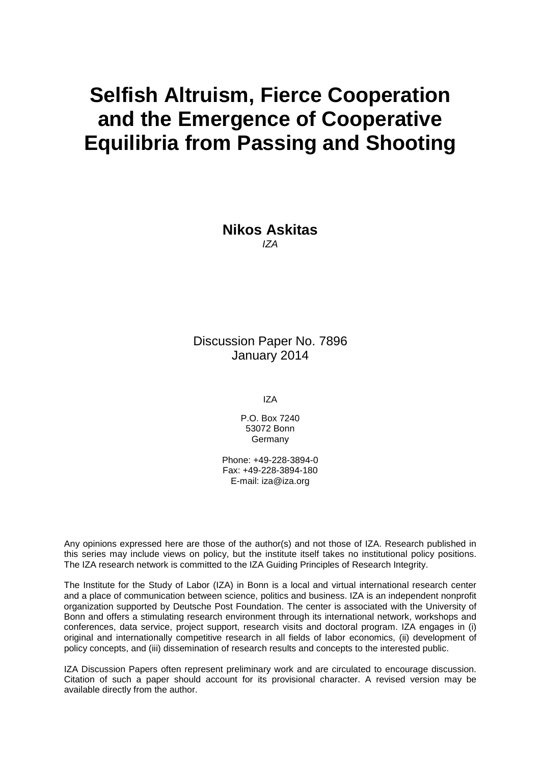# Selfish Altruism, Fierce Cooperation and the Emergence of Cooperative Equilibria from Passing and Shooting

**Nikos Askitas**
*IZA*

Discussion Paper No. 7896
January 2014

IZA

P.O. Box 7240
53072 Bonn
Germany

Phone: +49-228-3894-0
Fax: +49-228-3894-180
E-mail: iza@iza.org

Any opinions expressed here are those of the author(s) and not those of IZA. Research published in this series may include views on policy, but the institute itself takes no institutional policy positions. The IZA research network is committed to the IZA Guiding Principles of Research Integrity.

The Institute for the Study of Labor (IZA) in Bonn is a local and virtual international research center and a place of communication between science, politics and business. IZA is an independent nonprofit organization supported by Deutsche Post Foundation. The center is associated with the University of Bonn and offers a stimulating research environment through its international network, workshops and conferences, data service, project support, research visits and doctoral program. IZA engages in (i) original and internationally competitive research in all fields of labor economics, (ii) development of policy concepts, and (iii) dissemination of research results and concepts to the interested public.

IZA Discussion Papers often represent preliminary work and are circulated to encourage discussion. Citation of such a paper should account for its provisional character. A revised version may be available directly from the author.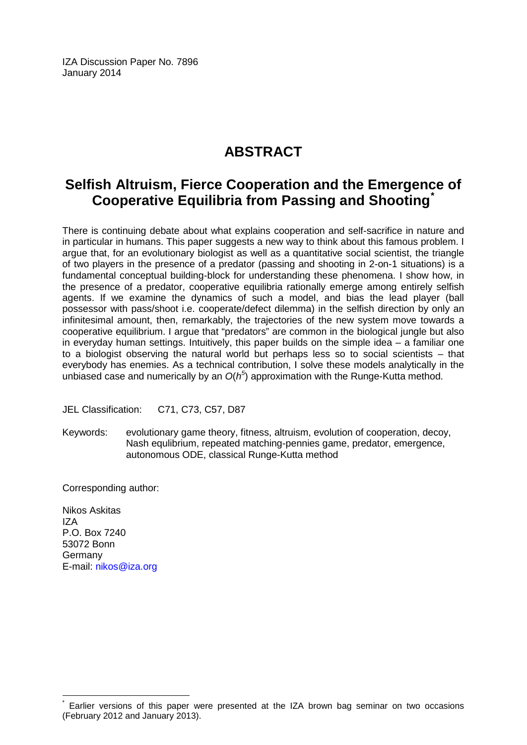IZA Discussion Paper No. 7896
January 2014

# ABSTRACT

## Selfish Altruism, Fierce Cooperation and the Emergence of Cooperative Equilibria from Passing and Shooting*

There is continuing debate about what explains cooperation and self-sacrifice in nature and in particular in humans. This paper suggests a new way to think about this famous problem. I argue that, for an evolutionary biologist as well as a quantitative social scientist, the triangle of two players in the presence of a predator (passing and shooting in 2-on-1 situations) is a fundamental conceptual building-block for understanding these phenomena. I show how, in the presence of a predator, cooperative equilibria rationally emerge among entirely selfish agents. If we examine the dynamics of such a model, and bias the lead player (ball possessor with pass/shoot i.e. cooperate/defect dilemma) in the selfish direction by only an infinitesimal amount, then, remarkably, the trajectories of the new system move towards a cooperative equilibrium. I argue that "predators" are common in the biological jungle but also in everyday human settings. Intuitively, this paper builds on the simple idea – a familiar one to a biologist observing the natural world but perhaps less so to social scientists – that everybody has enemies. As a technical contribution, I solve these models analytically in the unbiased case and numerically by an $O(h^5)$ approximation with the Runge-Kutta method.

JEL Classification: C71, C73, C57, D87

Keywords: evolutionary game theory, fitness, altruism, evolution of cooperation, decoy, Nash equlibrium, repeated matching-pennies game, predator, emergence, autonomous ODE, classical Runge-Kutta method

Corresponding author:

Nikos Askitas
IZA
P.O. Box 7240
53072 Bonn
Germany
E-mail: nikos@iza.org

* Earlier versions of this paper were presented at the IZA brown bag seminar on two occasions (February 2012 and January 2013).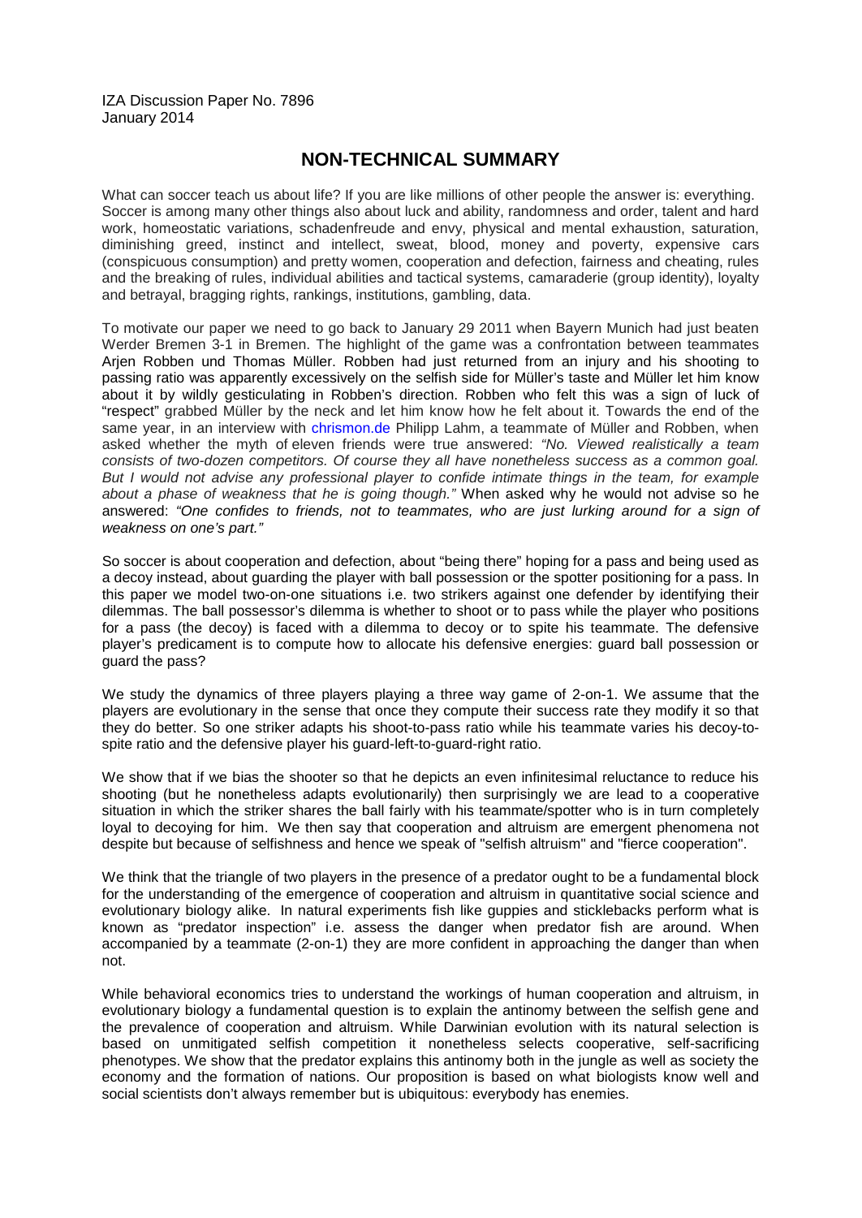IZA Discussion Paper No. 7896
January 2014

## NON-TECHNICAL SUMMARY

What can soccer teach us about life? If you are like millions of other people the answer is: everything. Soccer is among many other things also about luck and ability, randomness and order, talent and hard work, homeostatic variations, schadenfreude and envy, physical and mental exhaustion, saturation, diminishing greed, instinct and intellect, sweat, blood, money and poverty, expensive cars (conspicuous consumption) and pretty women, cooperation and defection, fairness and cheating, rules and the breaking of rules, individual abilities and tactical systems, camaraderie (group identity), loyalty and betrayal, bragging rights, rankings, institutions, gambling, data.

To motivate our paper we need to go back to January 29 2011 when Bayern Munich had just beaten Werder Bremen 3-1 in Bremen. The highlight of the game was a confrontation between teammates Arjen Robben und Thomas Müller. Robben had just returned from an injury and his shooting to passing ratio was apparently excessively on the selfish side for Müller's taste and Müller let him know about it by wildly gesticulating in Robben's direction. Robben who felt this was a sign of luck of "respect" grabbed Müller by the neck and let him know how he felt about it. Towards the end of the same year, in an interview with chrismon.de Philipp Lahm, a teammate of Müller and Robben, when asked whether the myth of eleven friends were true answered: *"No. Viewed realistically a team consists of two-dozen competitors. Of course they all have nonetheless success as a common goal. But I would not advise any professional player to confide intimate things in the team, for example about a phase of weakness that he is going though."* When asked why he would not advise so he answered: *"One confides to friends, not to teammates, who are just lurking around for a sign of weakness on one's part."*

So soccer is about cooperation and defection, about "being there" hoping for a pass and being used as a decoy instead, about guarding the player with ball possession or the spotter positioning for a pass. In this paper we model two-on-one situations i.e. two strikers against one defender by identifying their dilemmas. The ball possessor's dilemma is whether to shoot or to pass while the player who positions for a pass (the decoy) is faced with a dilemma to decoy or to spite his teammate. The defensive player's predicament is to compute how to allocate his defensive energies: guard ball possession or guard the pass?

We study the dynamics of three players playing a three way game of 2-on-1. We assume that the players are evolutionary in the sense that once they compute their success rate they modify it so that they do better. So one striker adapts his shoot-to-pass ratio while his teammate varies his decoy-to-spite ratio and the defensive player his guard-left-to-guard-right ratio.

We show that if we bias the shooter so that he depicts an even infinitesimal reluctance to reduce his shooting (but he nonetheless adapts evolutionarily) then surprisingly we are lead to a cooperative situation in which the striker shares the ball fairly with his teammate/spotter who is in turn completely loyal to decoying for him. We then say that cooperation and altruism are emergent phenomena not despite but because of selfishness and hence we speak of "selfish altruism" and "fierce cooperation".

We think that the triangle of two players in the presence of a predator ought to be a fundamental block for the understanding of the emergence of cooperation and altruism in quantitative social science and evolutionary biology alike. In natural experiments fish like guppies and sticklebacks perform what is known as "predator inspection" i.e. assess the danger when predator fish are around. When accompanied by a teammate (2-on-1) they are more confident in approaching the danger than when not.

While behavioral economics tries to understand the workings of human cooperation and altruism, in evolutionary biology a fundamental question is to explain the antinomy between the selfish gene and the prevalence of cooperation and altruism. While Darwinian evolution with its natural selection is based on unmitigated selfish competition it nonetheless selects cooperative, self-sacrificing phenotypes. We show that the predator explains this antinomy both in the jungle as well as society the economy and the formation of nations. Our proposition is based on what biologists know well and social scientists don't always remember but is ubiquitous: everybody has enemies.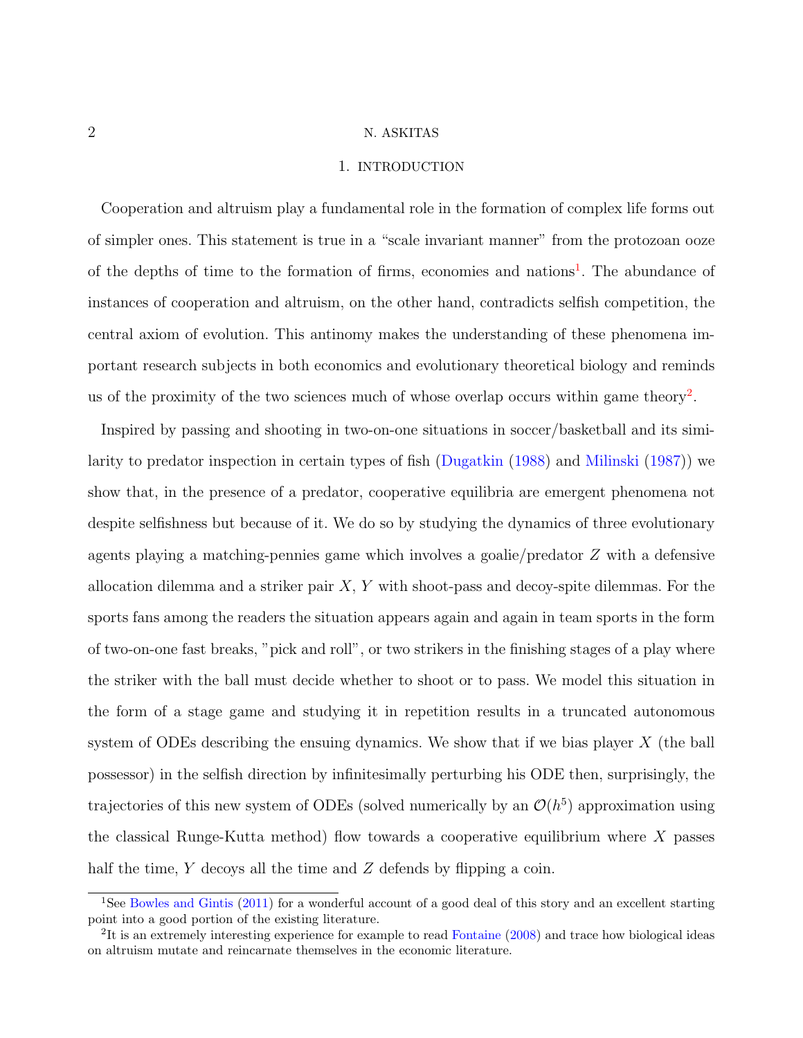# 1. INTRODUCTION

Cooperation and altruism play a fundamental role in the formation of complex life forms out of simpler ones. This statement is true in a "scale invariant manner" from the protozoan ooze of the depths of time to the formation of firms, economies and nations[1]. The abundance of instances of cooperation and altruism, on the other hand, contradicts selfish competition, the central axiom of evolution. This antinomy makes the understanding of these phenomena important research subjects in both economics and evolutionary theoretical biology and reminds us of the proximity of the two sciences much of whose overlap occurs within game theory[2].

Inspired by passing and shooting in two-on-one situations in soccer/basketball and its similarity to predator inspection in certain types of fish (Dugatkin (1988) and Milinski (1987)) we show that, in the presence of a predator, cooperative equilibria are emergent phenomena not despite selfishness but because of it. We do so by studying the dynamics of three evolutionary agents playing a matching-pennies game which involves a goalie/predator $Z$ with a defensive allocation dilemma and a striker pair $X$, $Y$ with shoot-pass and decoy-spite dilemmas. For the sports fans among the readers the situation appears again and again in team sports in the form of two-on-one fast breaks, "pick and roll", or two strikers in the finishing stages of a play where the striker with the ball must decide whether to shoot or to pass. We model this situation in the form of a stage game and studying it in repetition results in a truncated autonomous system of ODEs describing the ensuing dynamics. We show that if we bias player $X$ (the ball possessor) in the selfish direction by infinitesimally perturbing his ODE then, surprisingly, the trajectories of this new system of ODEs (solved numerically by an $\mathcal{O}(h^5)$ approximation using the classical Runge-Kutta method) flow towards a cooperative equilibrium where $X$ passes half the time, $Y$ decoys all the time and $Z$ defends by flipping a coin.

[1] See Bowles and Gintis (2011) for a wonderful account of a good deal of this story and an excellent starting point into a good portion of the existing literature.

[2] It is an extremely interesting experience for example to read Fontaine (2008) and trace how biological ideas on altruism mutate and reincarnate themselves in the economic literature.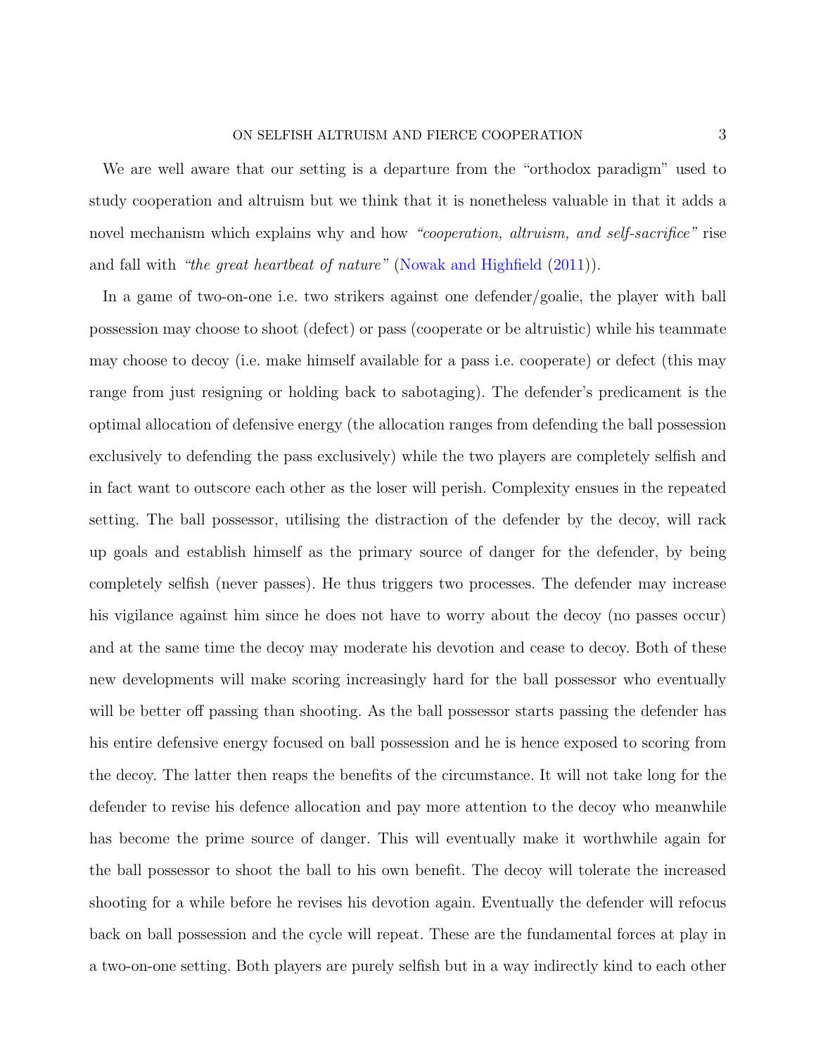We are well aware that our setting is a departure from the "orthodox paradigm" used to study cooperation and altruism but we think that it is nonetheless valuable in that it adds a novel mechanism which explains why and how *"cooperation, altruism, and self-sacrifice"* rise and fall with *"the great heartbeat of nature"* (Nowak and Highfield (2011)).

In a game of two-on-one i.e. two strikers against one defender/goalie, the player with ball possession may choose to shoot (defect) or pass (cooperate or be altruistic) while his teammate may choose to decoy (i.e. make himself available for a pass i.e. cooperate) or defect (this may range from just resigning or holding back to sabotaging). The defender's predicament is the optimal allocation of defensive energy (the allocation ranges from defending the ball possession exclusively to defending the pass exclusively) while the two players are completely selfish and in fact want to outscore each other as the loser will perish. Complexity ensues in the repeated setting. The ball possessor, utilising the distraction of the defender by the decoy, will rack up goals and establish himself as the primary source of danger for the defender, by being completely selfish (never passes). He thus triggers two processes. The defender may increase his vigilance against him since he does not have to worry about the decoy (no passes occur) and at the same time the decoy may moderate his devotion and cease to decoy. Both of these new developments will make scoring increasingly hard for the ball possessor who eventually will be better off passing than shooting. As the ball possessor starts passing the defender has his entire defensive energy focused on ball possession and he is hence exposed to scoring from the decoy. The latter then reaps the benefits of the circumstance. It will not take long for the defender to revise his defence allocation and pay more attention to the decoy who meanwhile has become the prime source of danger. This will eventually make it worthwhile again for the ball possessor to shoot the ball to his own benefit. The decoy will tolerate the increased shooting for a while before he revises his devotion again. Eventually the defender will refocus back on ball possession and the cycle will repeat. These are the fundamental forces at play in a two-on-one setting. Both players are purely selfish but in a way indirectly kind to each other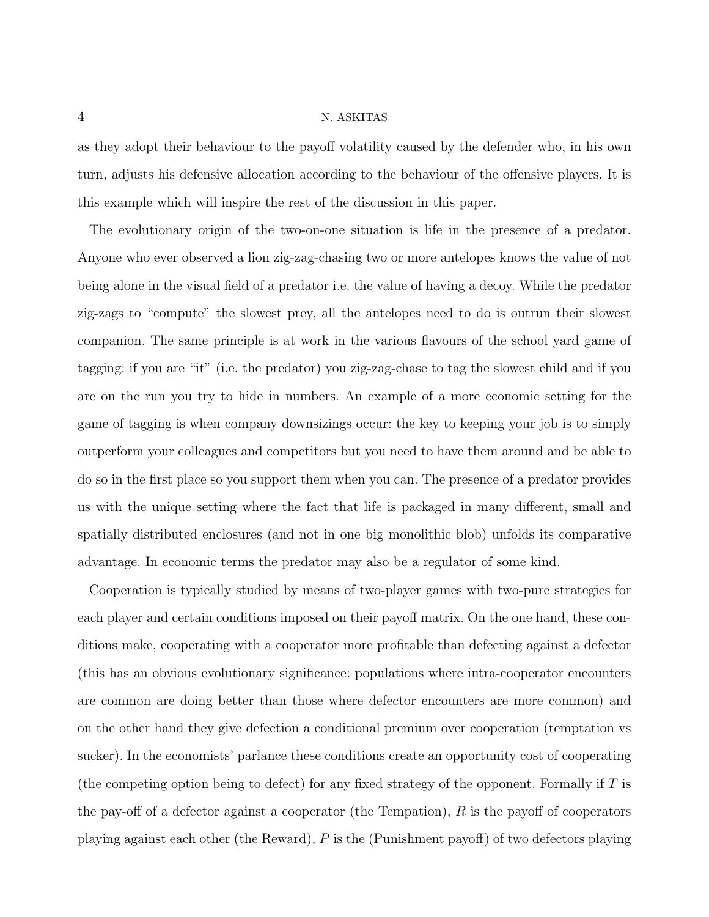as they adopt their behaviour to the payoff volatility caused by the defender who, in his own turn, adjusts his defensive allocation according to the behaviour of the offensive players. It is this example which will inspire the rest of the discussion in this paper.

The evolutionary origin of the two-on-one situation is life in the presence of a predator. Anyone who ever observed a lion zig-zag-chasing two or more antelopes knows the value of not being alone in the visual field of a predator i.e. the value of having a decoy. While the predator zig-zags to "compute" the slowest prey, all the antelopes need to do is outrun their slowest companion. The same principle is at work in the various flavours of the school yard game of tagging: if you are "it" (i.e. the predator) you zig-zag-chase to tag the slowest child and if you are on the run you try to hide in numbers. An example of a more economic setting for the game of tagging is when company downsizings occur: the key to keeping your job is to simply outperform your colleagues and competitors but you need to have them around and be able to do so in the first place so you support them when you can. The presence of a predator provides us with the unique setting where the fact that life is packaged in many different, small and spatially distributed enclosures (and not in one big monolithic blob) unfolds its comparative advantage. In economic terms the predator may also be a regulator of some kind.

Cooperation is typically studied by means of two-player games with two-pure strategies for each player and certain conditions imposed on their payoff matrix. On the one hand, these conditions make, cooperating with a cooperator more profitable than defecting against a defector (this has an obvious evolutionary significance: populations where intra-cooperator encounters are common are doing better than those where defector encounters are more common) and on the other hand they give defection a conditional premium over cooperation (temptation vs sucker). In the economists' parlance these conditions create an opportunity cost of cooperating (the competing option being to defect) for any fixed strategy of the opponent. Formally if $T$ is the pay-off of a defector against a cooperator (the Tempation), $R$ is the payoff of cooperators playing against each other (the Reward), $P$ is the (Punishment payoff) of two defectors playing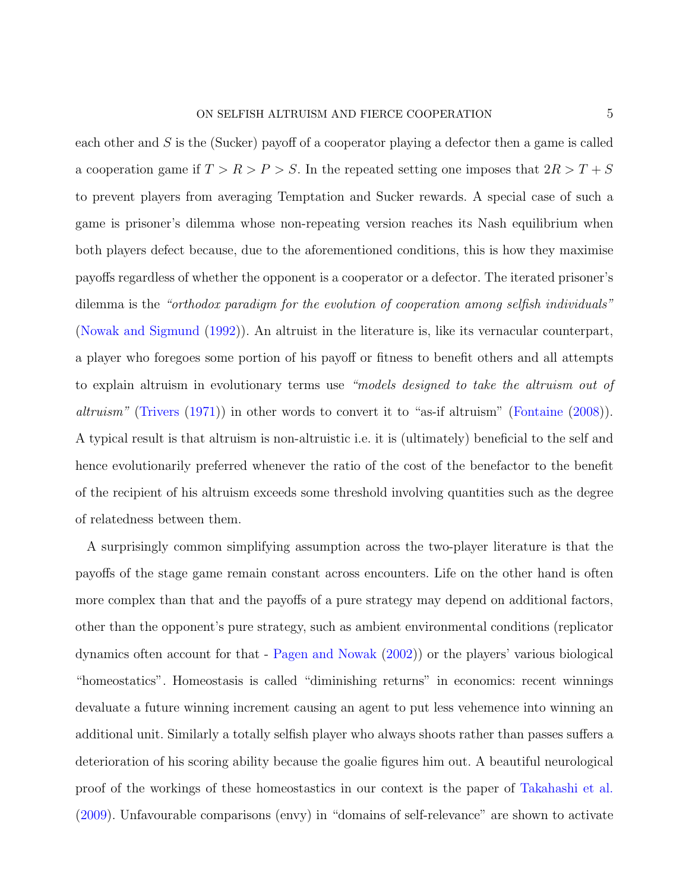each other and $S$ is the (Sucker) payoff of a cooperator playing a defector then a game is called a cooperation game if $T > R > P > S$. In the repeated setting one imposes that $2R > T + S$ to prevent players from averaging Temptation and Sucker rewards. A special case of such a game is prisoner's dilemma whose non-repeating version reaches its Nash equilibrium when both players defect because, due to the aforementioned conditions, this is how they maximise payoffs regardless of whether the opponent is a cooperator or a defector. The iterated prisoner's dilemma is the *"orthodox paradigm for the evolution of cooperation among selfish individuals"* (Nowak and Sigmund (1992)). An altruist in the literature is, like its vernacular counterpart, a player who foregoes some portion of his payoff or fitness to benefit others and all attempts to explain altruism in evolutionary terms use *"models designed to take the altruism out of altruism"* (Trivers (1971)) in other words to convert it to "as-if altruism" (Fontaine (2008)). A typical result is that altruism is non-altruistic i.e. it is (ultimately) beneficial to the self and hence evolutionarily preferred whenever the ratio of the cost of the benefactor to the benefit of the recipient of his altruism exceeds some threshold involving quantities such as the degree of relatedness between them.

A surprisingly common simplifying assumption across the two-player literature is that the payoffs of the stage game remain constant across encounters. Life on the other hand is often more complex than that and the payoffs of a pure strategy may depend on additional factors, other than the opponent's pure strategy, such as ambient environmental conditions (replicator dynamics often account for that - Pagen and Nowak (2002)) or the players' various biological "homeostatics". Homeostasis is called "diminishing returns" in economics: recent winnings devaluate a future winning increment causing an agent to put less vehemence into winning an additional unit. Similarly a totally selfish player who always shoots rather than passes suffers a deterioration of his scoring ability because the goalie figures him out. A beautiful neurological proof of the workings of these homeostastics in our context is the paper of Takahashi et al. (2009). Unfavourable comparisons (envy) in "domains of self-relevance" are shown to activate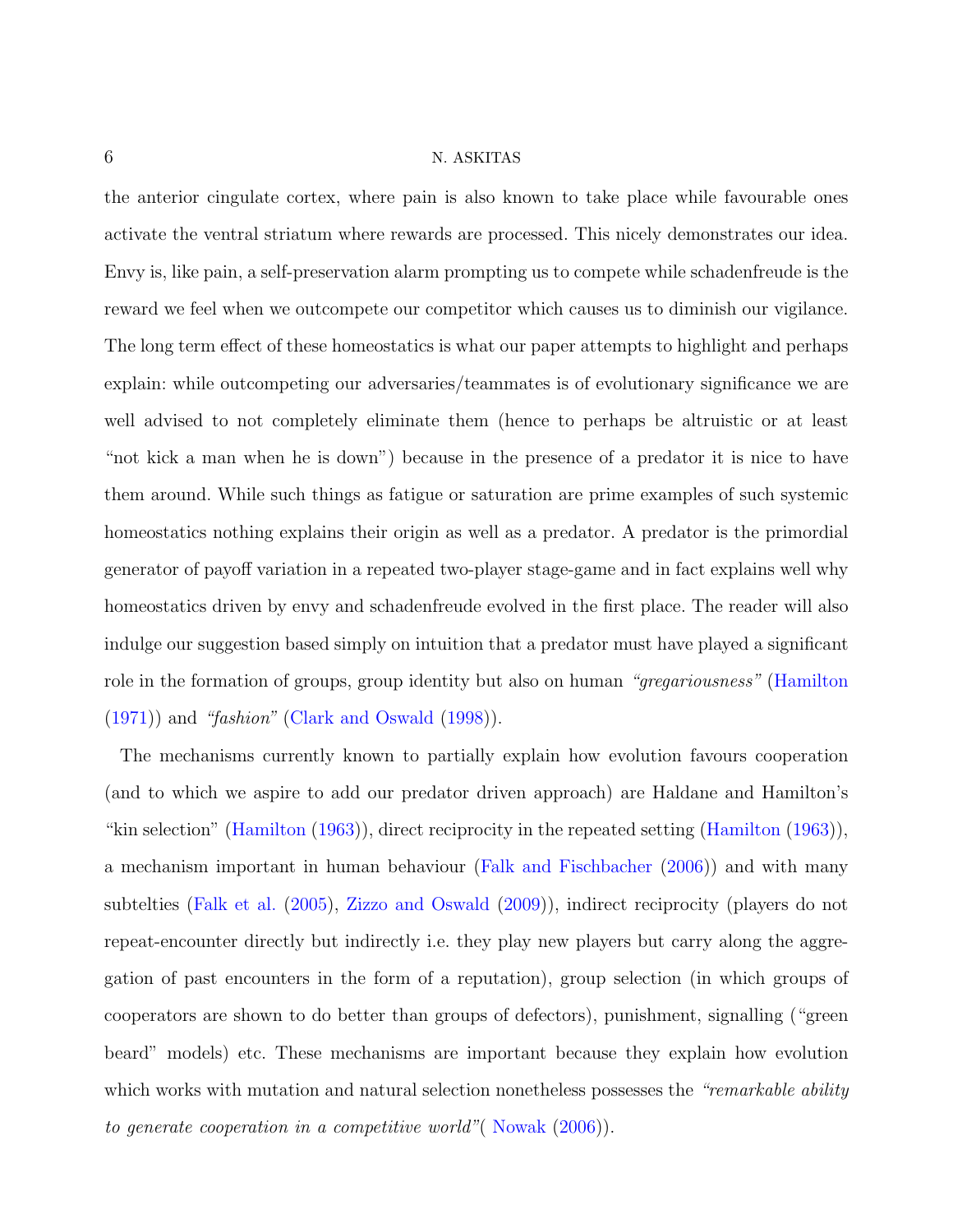the anterior cingulate cortex, where pain is also known to take place while favourable ones activate the ventral striatum where rewards are processed. This nicely demonstrates our idea. Envy is, like pain, a self-preservation alarm prompting us to compete while schadenfreude is the reward we feel when we outcompete our competitor which causes us to diminish our vigilance. The long term effect of these homeostatics is what our paper attempts to highlight and perhaps explain: while outcompeting our adversaries/teammates is of evolutionary significance we are well advised to not completely eliminate them (hence to perhaps be altruistic or at least "not kick a man when he is down") because in the presence of a predator it is nice to have them around. While such things as fatigue or saturation are prime examples of such systemic homeostatics nothing explains their origin as well as a predator. A predator is the primordial generator of payoff variation in a repeated two-player stage-game and in fact explains well why homeostatics driven by envy and schadenfreude evolved in the first place. The reader will also indulge our suggestion based simply on intuition that a predator must have played a significant role in the formation of groups, group identity but also on human *"gregariousness"* (Hamilton (1971)) and *"fashion"* (Clark and Oswald (1998)).

The mechanisms currently known to partially explain how evolution favours cooperation (and to which we aspire to add our predator driven approach) are Haldane and Hamilton's "kin selection" (Hamilton (1963)), direct reciprocity in the repeated setting (Hamilton (1963)), a mechanism important in human behaviour (Falk and Fischbacher (2006)) and with many subtelties (Falk et al. (2005), Zizzo and Oswald (2009)), indirect reciprocity (players do not repeat-encounter directly but indirectly i.e. they play new players but carry along the aggregation of past encounters in the form of a reputation), group selection (in which groups of cooperators are shown to do better than groups of defectors), punishment, signalling ("green beard" models) etc. These mechanisms are important because they explain how evolution which works with mutation and natural selection nonetheless possesses the *"remarkable ability to generate cooperation in a competitive world"*( Nowak (2006)).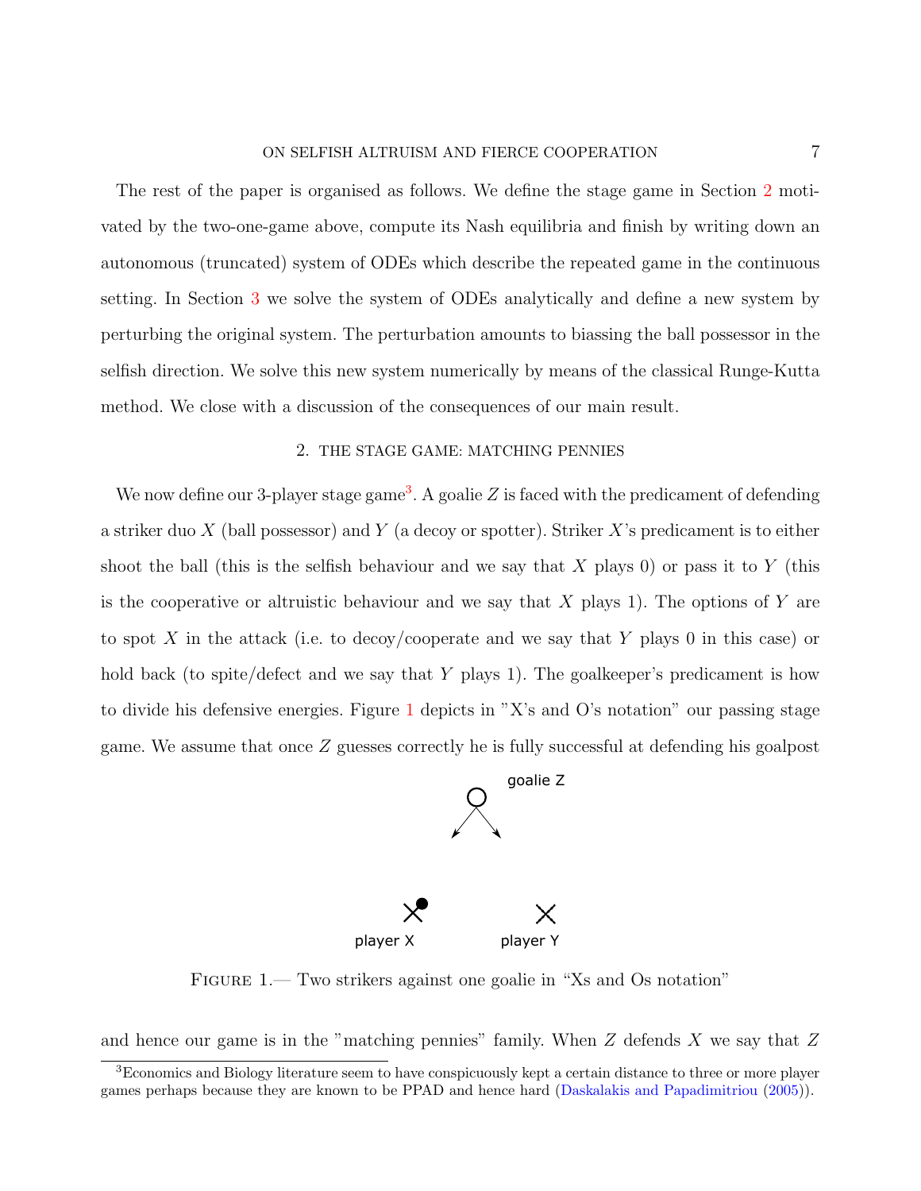The rest of the paper is organised as follows. We define the stage game in Section 2 motivated by the two-one-game above, compute its Nash equilibria and finish by writing down an autonomous (truncated) system of ODEs which describe the repeated game in the continuous setting. In Section 3 we solve the system of ODEs analytically and define a new system by perturbing the original system. The perturbation amounts to biassing the ball possessor in the selfish direction. We solve this new system numerically by means of the classical Runge-Kutta method. We close with a discussion of the consequences of our main result.

## 2. THE STAGE GAME: MATCHING PENNIES

We now define our 3-player stage game[3]. A goalie $Z$ is faced with the predicament of defending a striker duo $X$ (ball possessor) and $Y$ (a decoy or spotter). Striker $X$'s predicament is to either shoot the ball (this is the selfish behaviour and we say that $X$ plays 0) or pass it to $Y$ (this is the cooperative or altruistic behaviour and we say that $X$ plays 1). The options of $Y$ are to spot $X$ in the attack (i.e. to decoy/cooperate and we say that $Y$ plays 0 in this case) or hold back (to spite/defect and we say that $Y$ plays 1). The goalkeeper's predicament is how to divide his defensive energies. Figure 1 depicts in "X's and O's notation" our passing stage game. We assume that once $Z$ guesses correctly he is fully successful at defending his goalpost

goalie Z

player X     player Y

FIGURE 1.— Two strikers against one goalie in "Xs and Os notation"

and hence our game is in the "matching pennies" family. When $Z$ defends $X$ we say that $Z$

[3]Economics and Biology literature seem to have conspicuously kept a certain distance to three or more player games perhaps because they are known to be PPAD and hence hard (Daskalakis and Papadimitriou (2005)).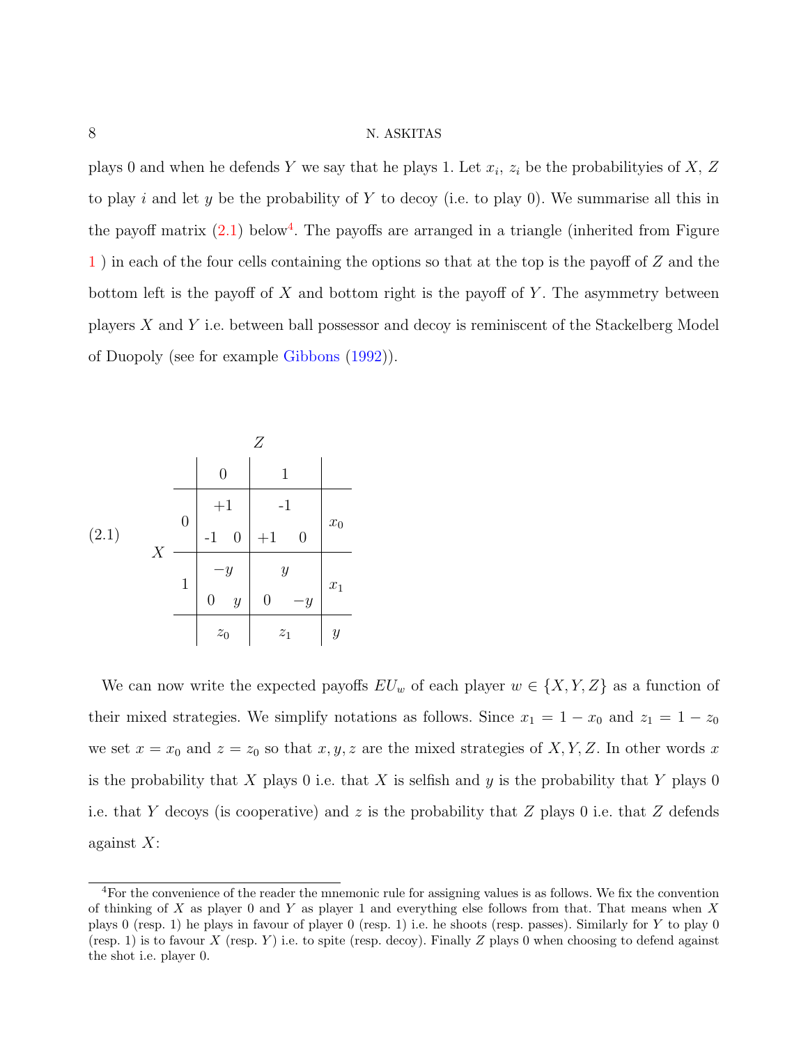plays 0 and when he defends $Y$ we say that he plays 1. Let $x_i$, $z_i$ be the probabilityies of $X$, $Z$ to play $i$ and let $y$ be the probability of $Y$ to decoy (i.e. to play 0). We summarise all this in the payoff matrix (2.1) below[4]. The payoffs are arranged in a triangle (inherited from Figure 1 ) in each of the four cells containing the options so that at the top is the payoff of $Z$ and the bottom left is the payoff of $X$ and bottom right is the payoff of $Y$. The asymmetry between players $X$ and $Y$ i.e. between ball possessor and decoy is reminiscent of the Stackelberg Model of Duopoly (see for example Gibbons (1992)).

(2.1)

| | | $Z$: 0 | $Z$: 1 | |
|---|---|---|---|---|
| $X$ | 0 | $Z$: $+1$; $X$: $-1$, $Y$: $0$ | $Z$: $-1$; $X$: $+1$, $Y$: $0$ | $x_0$ |
| | 1 | $Z$: $-y$; $X$: $0$, $Y$: $y$ | $Z$: $y$; $X$: $0$, $Y$: $-y$ | $x_1$ |
| | | $z_0$ | $z_1$ | $y$ |

We can now write the expected payoffs $EU_w$ of each player $w \in \{X, Y, Z\}$ as a function of their mixed strategies. We simplify notations as follows. Since $x_1 = 1 - x_0$ and $z_1 = 1 - z_0$ we set $x = x_0$ and $z = z_0$ so that $x, y, z$ are the mixed strategies of $X, Y, Z$. In other words $x$ is the probability that $X$ plays 0 i.e. that $X$ is selfish and $y$ is the probability that $Y$ plays 0 i.e. that $Y$ decoys (is cooperative) and $z$ is the probability that $Z$ plays 0 i.e. that $Z$ defends against $X$:

---

[4] For the convenience of the reader the mnemonic rule for assigning values is as follows. We fix the convention of thinking of $X$ as player 0 and $Y$ as player 1 and everything else follows from that. That means when $X$ plays 0 (resp. 1) he plays in favour of player 0 (resp. 1) i.e. he shoots (resp. passes). Similarly for $Y$ to play 0 (resp. 1) is to favour $X$ (resp. $Y$) i.e. to spite (resp. decoy). Finally $Z$ plays 0 when choosing to defend against the shot i.e. player 0.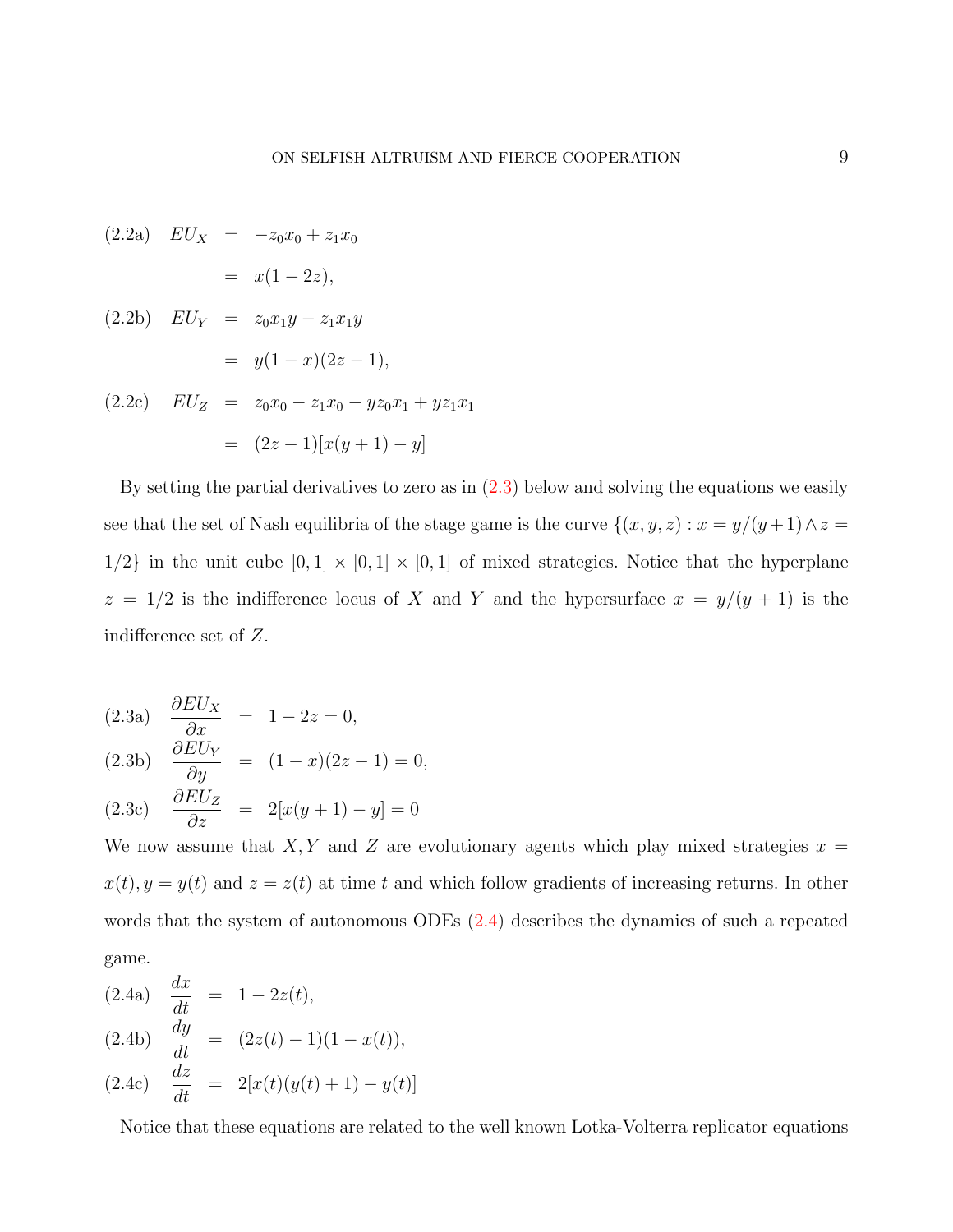$$
\begin{aligned}
\text{(2.2a)} \quad EU_X &= -z_0x_0 + z_1x_0 \\
&= x(1-2z), \\
\text{(2.2b)} \quad EU_Y &= z_0x_1y - z_1x_1y \\
&= y(1-x)(2z-1), \\
\text{(2.2c)} \quad EU_Z &= z_0x_0 - z_1x_0 - yz_0x_1 + yz_1x_1 \\
&= (2z-1)[x(y+1)-y]
\end{aligned}
$$

By setting the partial derivatives to zero as in (2.3) below and solving the equations we easily see that the set of Nash equilibria of the stage game is the curve $\{(x,y,z) : x = y/(y+1) \wedge z = 1/2\}$ in the unit cube $[0,1]\times[0,1]\times[0,1]$ of mixed strategies. Notice that the hyperplane $z = 1/2$ is the indifference locus of $X$ and $Y$ and the hypersurface $x = y/(y+1)$ is the indifference set of $Z$.

$$
\begin{aligned}
\text{(2.3a)} \quad \frac{\partial EU_X}{\partial x} &= 1 - 2z = 0, \\
\text{(2.3b)} \quad \frac{\partial EU_Y}{\partial y} &= (1-x)(2z-1) = 0, \\
\text{(2.3c)} \quad \frac{\partial EU_Z}{\partial z} &= 2[x(y+1)-y] = 0
\end{aligned}
$$

We now assume that $X, Y$ and $Z$ are evolutionary agents which play mixed strategies $x = x(t), y = y(t)$ and $z = z(t)$ at time $t$ and which follow gradients of increasing returns. In other words that the system of autonomous ODEs (2.4) describes the dynamics of such a repeated game.

$$
\begin{aligned}
\text{(2.4a)} \quad \frac{dx}{dt} &= 1 - 2z(t), \\
\text{(2.4b)} \quad \frac{dy}{dt} &= (2z(t)-1)(1-x(t)), \\
\text{(2.4c)} \quad \frac{dz}{dt} &= 2[x(t)(y(t)+1) - y(t)]
\end{aligned}
$$

Notice that these equations are related to the well known Lotka-Volterra replicator equations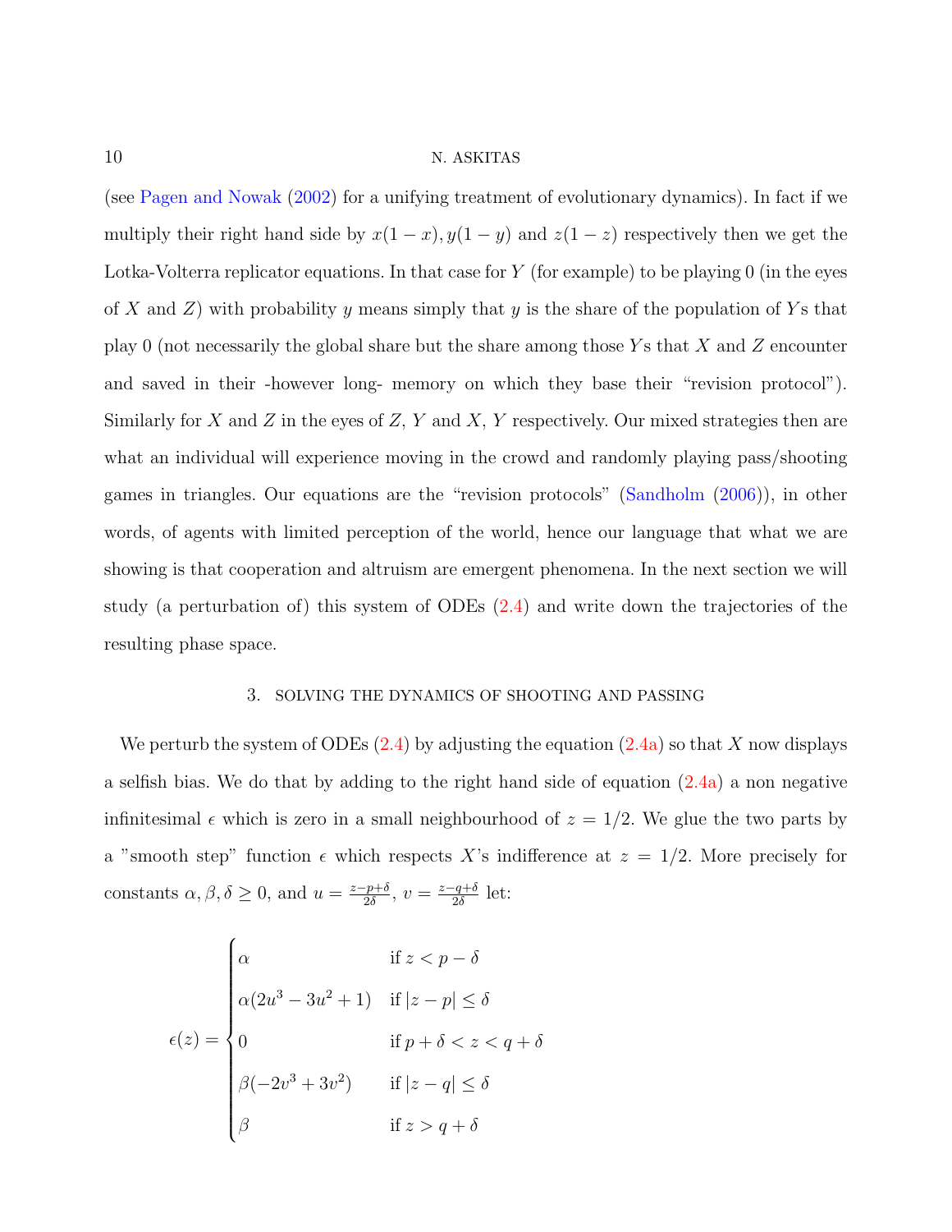(see Pagen and Nowak (2002) for a unifying treatment of evolutionary dynamics). In fact if we multiply their right hand side by $x(1-x), y(1-y)$ and $z(1-z)$ respectively then we get the Lotka-Volterra replicator equations. In that case for $Y$ (for example) to be playing 0 (in the eyes of $X$ and $Z$) with probability $y$ means simply that $y$ is the share of the population of $Y$s that play 0 (not necessarily the global share but the share among those $Y$s that $X$ and $Z$ encounter and saved in their -however long- memory on which they base their "revision protocol"). Similarly for $X$ and $Z$ in the eyes of $Z$, $Y$ and $X$, $Y$ respectively. Our mixed strategies then are what an individual will experience moving in the crowd and randomly playing pass/shooting games in triangles. Our equations are the "revision protocols" (Sandholm (2006)), in other words, of agents with limited perception of the world, hence our language that what we are showing is that cooperation and altruism are emergent phenomena. In the next section we will study (a perturbation of) this system of ODEs (2.4) and write down the trajectories of the resulting phase space.

## 3. Solving the dynamics of shooting and passing

We perturb the system of ODEs (2.4) by adjusting the equation (2.4a) so that $X$ now displays a selfish bias. We do that by adding to the right hand side of equation (2.4a) a non negative infinitesimal $\epsilon$ which is zero in a small neighbourhood of $z = 1/2$. We glue the two parts by a "smooth step" function $\epsilon$ which respects $X$'s indifference at $z = 1/2$. More precisely for constants $\alpha, \beta, \delta \geq 0$, and $u = \frac{z-p+\delta}{2\delta}$, $v = \frac{z-q+\delta}{2\delta}$ let:

$$\epsilon(z) = \begin{cases} \alpha & \text{if } z < p - \delta \\ \alpha(2u^3 - 3u^2 + 1) & \text{if } |z - p| \leq \delta \\ 0 & \text{if } p + \delta < z < q + \delta \\ \beta(-2v^3 + 3v^2) & \text{if } |z - q| \leq \delta \\ \beta & \text{if } z > q + \delta \end{cases}$$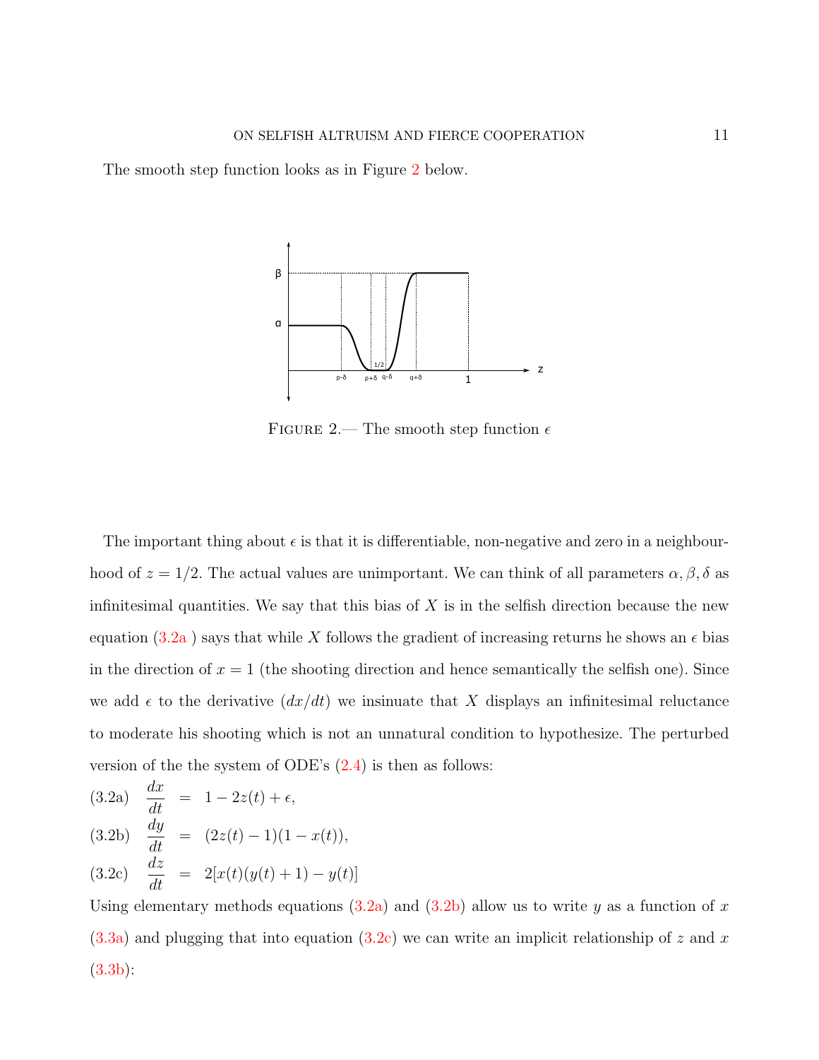The smooth step function looks as in Figure 2 below.

FIGURE 2.— The smooth step function $\epsilon$

The important thing about $\epsilon$ is that it is differentiable, non-negative and zero in a neighbourhood of $z = 1/2$. The actual values are unimportant. We can think of all parameters $\alpha, \beta, \delta$ as infinitesimal quantities. We say that this bias of $X$ is in the selfish direction because the new equation (3.2a) says that while $X$ follows the gradient of increasing returns he shows an $\epsilon$ bias in the direction of $x = 1$ (the shooting direction and hence semantically the selfish one). Since we add $\epsilon$ to the derivative $(dx/dt)$ we insinuate that $X$ displays an infinitesimal reluctance to moderate his shooting which is not an unnatural condition to hypothesize. The perturbed version of the the system of ODE's (2.4) is then as follows:

$$\text{(3.2a)} \quad \frac{dx}{dt} = 1 - 2z(t) + \epsilon,$$

$$\text{(3.2b)} \quad \frac{dy}{dt} = (2z(t) - 1)(1 - x(t)),$$

$$\text{(3.2c)} \quad \frac{dz}{dt} = 2[x(t)(y(t) + 1) - y(t)]$$

Using elementary methods equations (3.2a) and (3.2b) allow us to write $y$ as a function of $x$ (3.3a) and plugging that into equation (3.2c) we can write an implicit relationship of $z$ and $x$ (3.3b):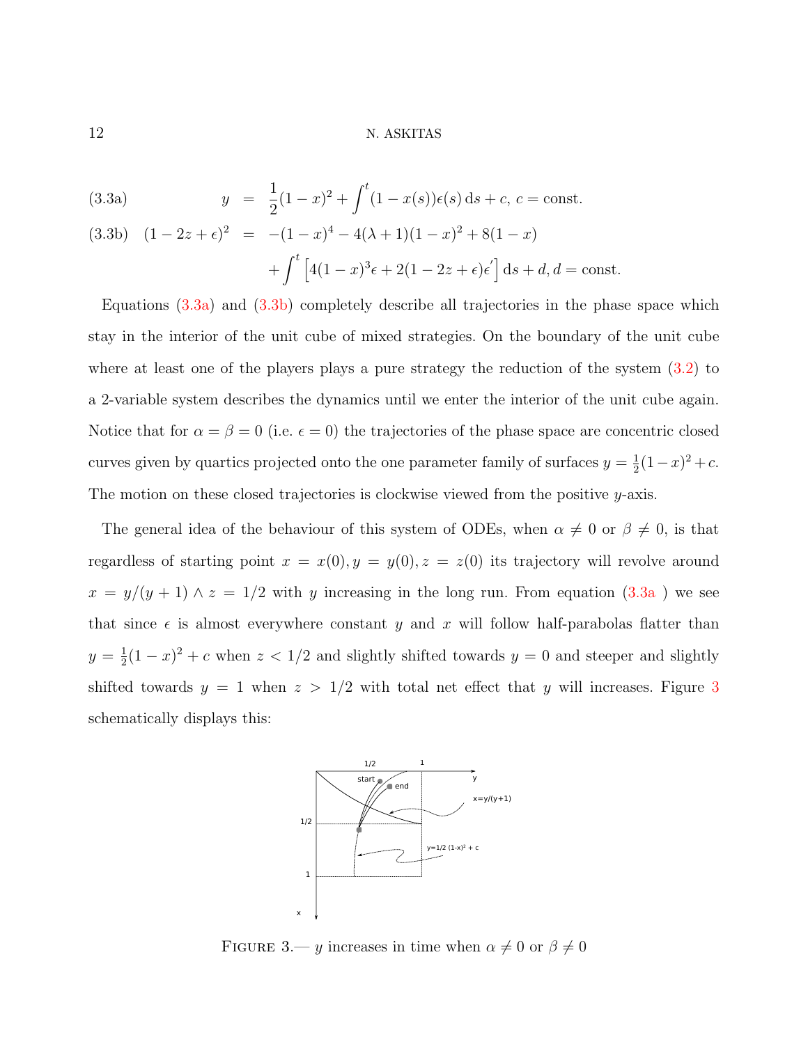$$y = \frac{1}{2}(1-x)^2 + \int^t (1-x(s))\epsilon(s)\,\mathrm{d}s + c,\ c = \text{const.} \tag{3.3a}$$

$$\begin{aligned}(1-2z+\epsilon)^2 &= -(1-x)^4 - 4(\lambda+1)(1-x)^2 + 8(1-x) \\ &\quad + \int^t \left[4(1-x)^3\epsilon + 2(1-2z+\epsilon)\epsilon'\right]\mathrm{d}s + d,\ d = \text{const.}\end{aligned} \tag{3.3b}$$

Equations (3.3a) and (3.3b) completely describe all trajectories in the phase space which stay in the interior of the unit cube of mixed strategies. On the boundary of the unit cube where at least one of the players plays a pure strategy the reduction of the system (3.2) to a 2-variable system describes the dynamics until we enter the interior of the unit cube again. Notice that for $\alpha = \beta = 0$ (i.e. $\epsilon = 0$) the trajectories of the phase space are concentric closed curves given by quartics projected onto the one parameter family of surfaces $y = \frac{1}{2}(1-x)^2 + c$. The motion on these closed trajectories is clockwise viewed from the positive $y$-axis.

The general idea of the behaviour of this system of ODEs, when $\alpha \neq 0$ or $\beta \neq 0$, is that regardless of starting point $x = x(0), y = y(0), z = z(0)$ its trajectory will revolve around $x = y/(y+1) \wedge z = 1/2$ with $y$ increasing in the long run. From equation (3.3a) we see that since $\epsilon$ is almost everywhere constant $y$ and $x$ will follow half-parabolas flatter than $y = \frac{1}{2}(1-x)^2 + c$ when $z < 1/2$ and slightly shifted towards $y = 0$ and steeper and slightly shifted towards $y = 1$ when $z > 1/2$ with total net effect that $y$ will increases. Figure 3 schematically displays this:

FIGURE 3.— $y$ increases in time when $\alpha \neq 0$ or $\beta \neq 0$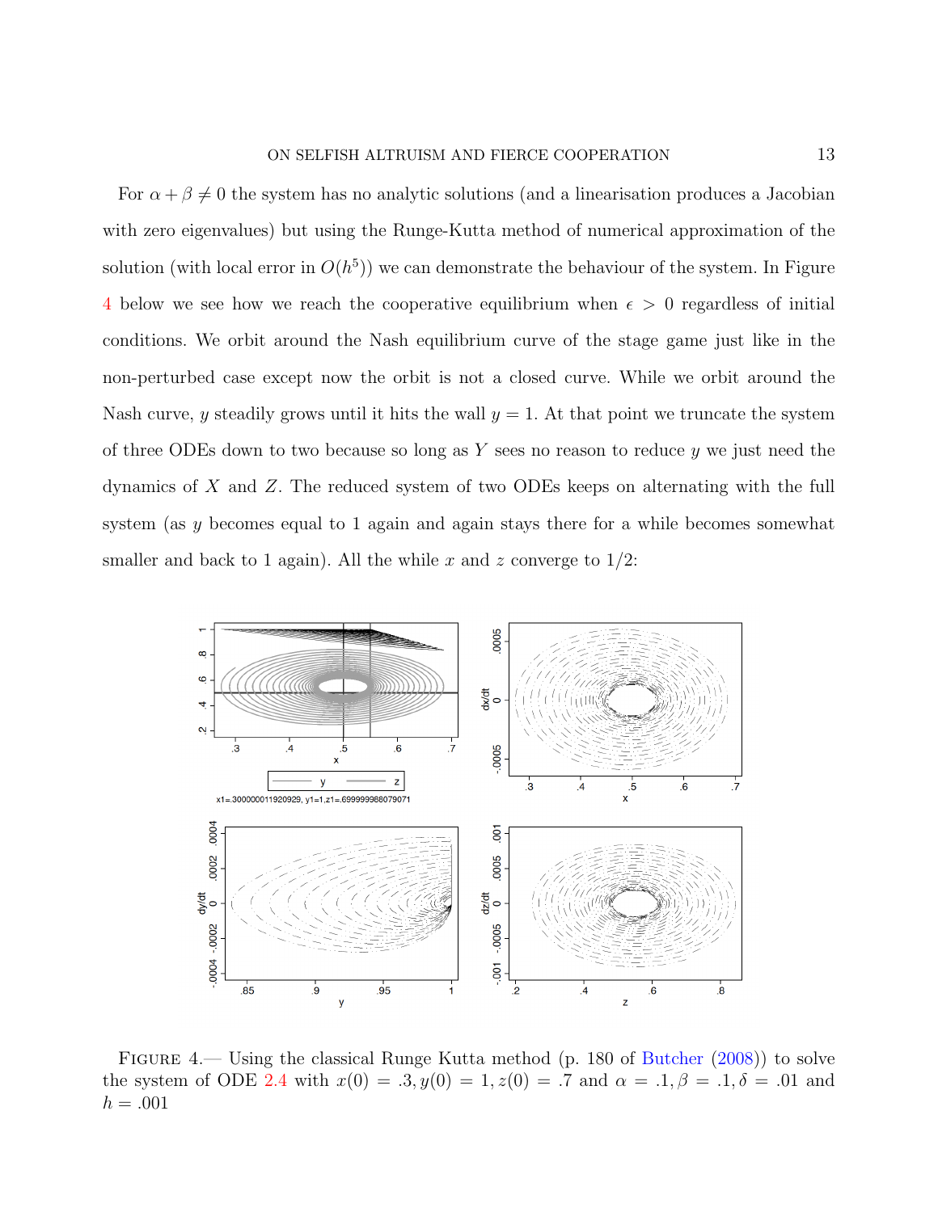For $\alpha + \beta \neq 0$ the system has no analytic solutions (and a linearisation produces a Jacobian with zero eigenvalues) but using the Runge-Kutta method of numerical approximation of the solution (with local error in $O(h^5)$) we can demonstrate the behaviour of the system. In Figure 4 below we see how we reach the cooperative equilibrium when $\epsilon > 0$ regardless of initial conditions. We orbit around the Nash equilibrium curve of the stage game just like in the non-perturbed case except now the orbit is not a closed curve. While we orbit around the Nash curve, $y$ steadily grows until it hits the wall $y = 1$. At that point we truncate the system of three ODEs down to two because so long as $Y$ sees no reason to reduce $y$ we just need the dynamics of $X$ and $Z$. The reduced system of two ODEs keeps on alternating with the full system (as $y$ becomes equal to 1 again and again stays there for a while becomes somewhat smaller and back to 1 again). All the while $x$ and $z$ converge to 1/2:

FIGURE 4.— Using the classical Runge Kutta method (p. 180 of Butcher (2008)) to solve the system of ODE 2.4 with $x(0) = .3, y(0) = 1, z(0) = .7$ and $\alpha = .1, \beta = .1, \delta = .01$ and $h = .001$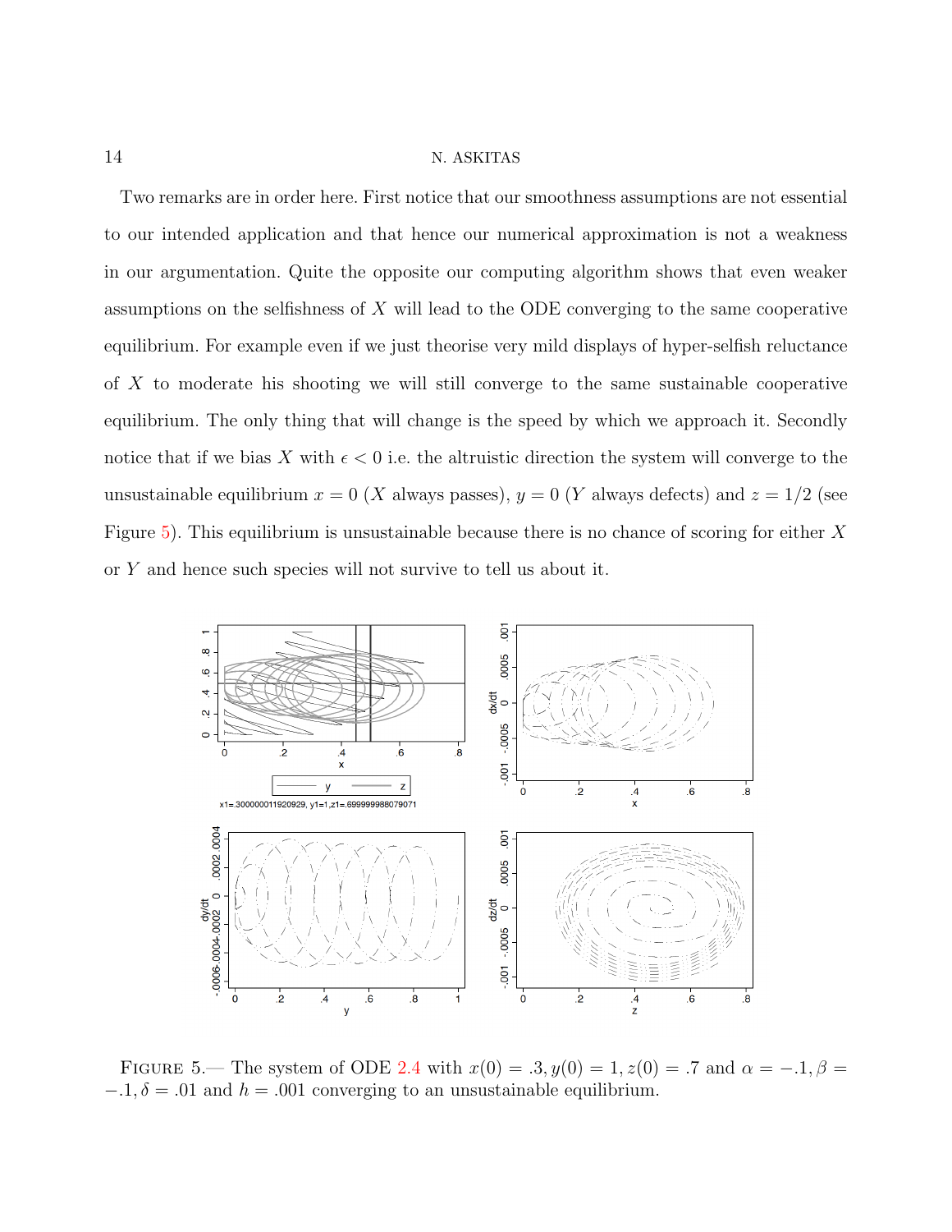Two remarks are in order here. First notice that our smoothness assumptions are not essential to our intended application and that hence our numerical approximation is not a weakness in our argumentation. Quite the opposite our computing algorithm shows that even weaker assumptions on the selfishness of $X$ will lead to the ODE converging to the same cooperative equilibrium. For example even if we just theorise very mild displays of hyper-selfish reluctance of $X$ to moderate his shooting we will still converge to the same sustainable cooperative equilibrium. The only thing that will change is the speed by which we approach it. Secondly notice that if we bias $X$ with $\epsilon < 0$ i.e. the altruistic direction the system will converge to the unsustainable equilibrium $x = 0$ ($X$ always passes), $y = 0$ ($Y$ always defects) and $z = 1/2$ (see Figure 5). This equilibrium is unsustainable because there is no chance of scoring for either $X$ or $Y$ and hence such species will not survive to tell us about it.

FIGURE 5.— The system of ODE 2.4 with $x(0) = .3, y(0) = 1, z(0) = .7$ and $\alpha = -.1, \beta = -.1, \delta = .01$ and $h = .001$ converging to an unsustainable equilibrium.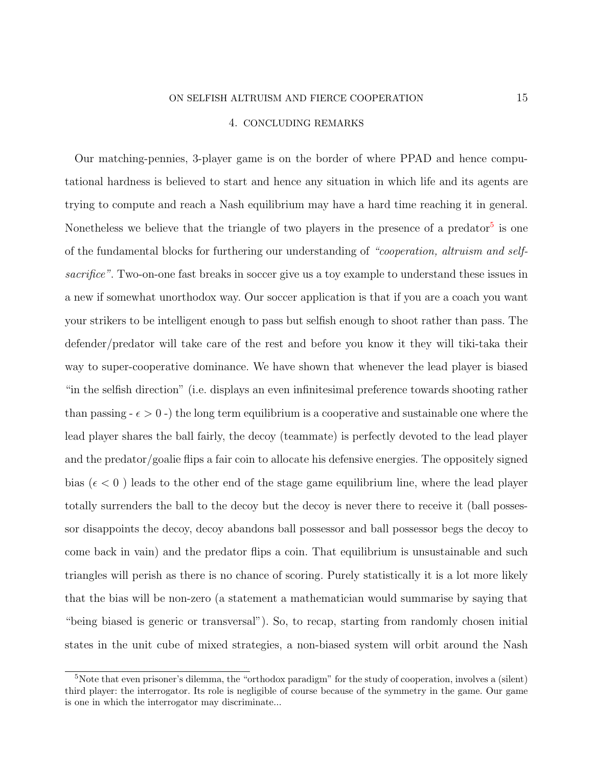## 4. Concluding Remarks

Our matching-pennies, 3-player game is on the border of where PPAD and hence computational hardness is believed to start and hence any situation in which life and its agents are trying to compute and reach a Nash equilibrium may have a hard time reaching it in general. Nonetheless we believe that the triangle of two players in the presence of a predator[5] is one of the fundamental blocks for furthering our understanding of *"cooperation, altruism and self-sacrifice"*. Two-on-one fast breaks in soccer give us a toy example to understand these issues in a new if somewhat unorthodox way. Our soccer application is that if you are a coach you want your strikers to be intelligent enough to pass but selfish enough to shoot rather than pass. The defender/predator will take care of the rest and before you know it they will tiki-taka their way to super-cooperative dominance. We have shown that whenever the lead player is biased "in the selfish direction" (i.e. displays an even infinitesimal preference towards shooting rather than passing - $\epsilon > 0$ -) the long term equilibrium is a cooperative and sustainable one where the lead player shares the ball fairly, the decoy (teammate) is perfectly devoted to the lead player and the predator/goalie flips a fair coin to allocate his defensive energies. The oppositely signed bias ($\epsilon < 0$ ) leads to the other end of the stage game equilibrium line, where the lead player totally surrenders the ball to the decoy but the decoy is never there to receive it (ball possessor disappoints the decoy, decoy abandons ball possessor and ball possessor begs the decoy to come back in vain) and the predator flips a coin. That equilibrium is unsustainable and such triangles will perish as there is no chance of scoring. Purely statistically it is a lot more likely that the bias will be non-zero (a statement a mathematician would summarise by saying that "being biased is generic or transversal"). So, to recap, starting from randomly chosen initial states in the unit cube of mixed strategies, a non-biased system will orbit around the Nash

[5]Note that even prisoner's dilemma, the "orthodox paradigm" for the study of cooperation, involves a (silent) third player: the interrogator. Its role is negligible of course because of the symmetry in the game. Our game is one in which the interrogator may discriminate...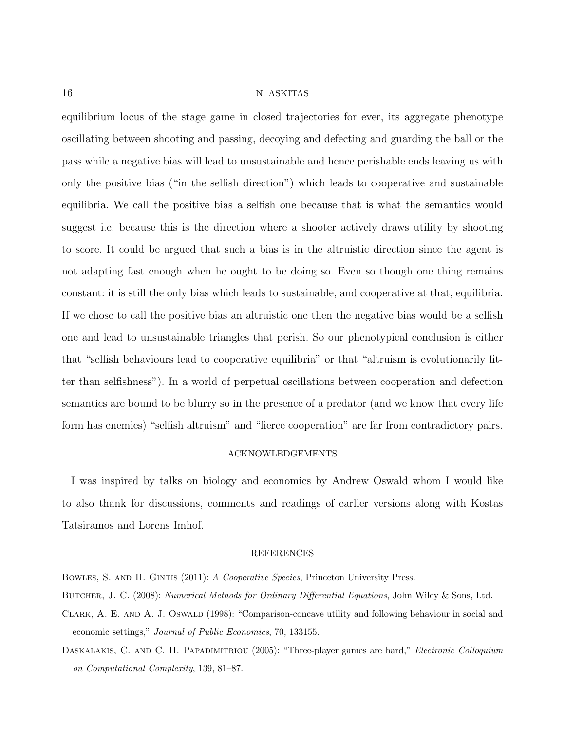equilibrium locus of the stage game in closed trajectories for ever, its aggregate phenotype oscillating between shooting and passing, decoying and defecting and guarding the ball or the pass while a negative bias will lead to unsustainable and hence perishable ends leaving us with only the positive bias ("in the selfish direction") which leads to cooperative and sustainable equilibria. We call the positive bias a selfish one because that is what the semantics would suggest i.e. because this is the direction where a shooter actively draws utility by shooting to score. It could be argued that such a bias is in the altruistic direction since the agent is not adapting fast enough when he ought to be doing so. Even so though one thing remains constant: it is still the only bias which leads to sustainable, and cooperative at that, equilibria. If we chose to call the positive bias an altruistic one then the negative bias would be a selfish one and lead to unsustainable triangles that perish. So our phenotypical conclusion is either that "selfish behaviours lead to cooperative equilibria" or that "altruism is evolutionarily fitter than selfishness"). In a world of perpetual oscillations between cooperation and defection semantics are bound to be blurry so in the presence of a predator (and we know that every life form has enemies) "selfish altruism" and "fierce cooperation" are far from contradictory pairs.

## ACKNOWLEDGEMENTS

I was inspired by talks on biology and economics by Andrew Oswald whom I would like to also thank for discussions, comments and readings of earlier versions along with Kostas Tatsiramos and Lorens Imhof.

## REFERENCES

Bowles, S. and H. Gintis (2011): *A Cooperative Species*, Princeton University Press.

Butcher, J. C. (2008): *Numerical Methods for Ordinary Differential Equations*, John Wiley & Sons, Ltd.

Clark, A. E. and A. J. Oswald (1998): "Comparison-concave utility and following behaviour in social and economic settings," *Journal of Public Economics*, 70, 133155.

Daskalakis, C. and C. H. Papadimitriou (2005): "Three-player games are hard," *Electronic Colloquium on Computational Complexity*, 139, 81–87.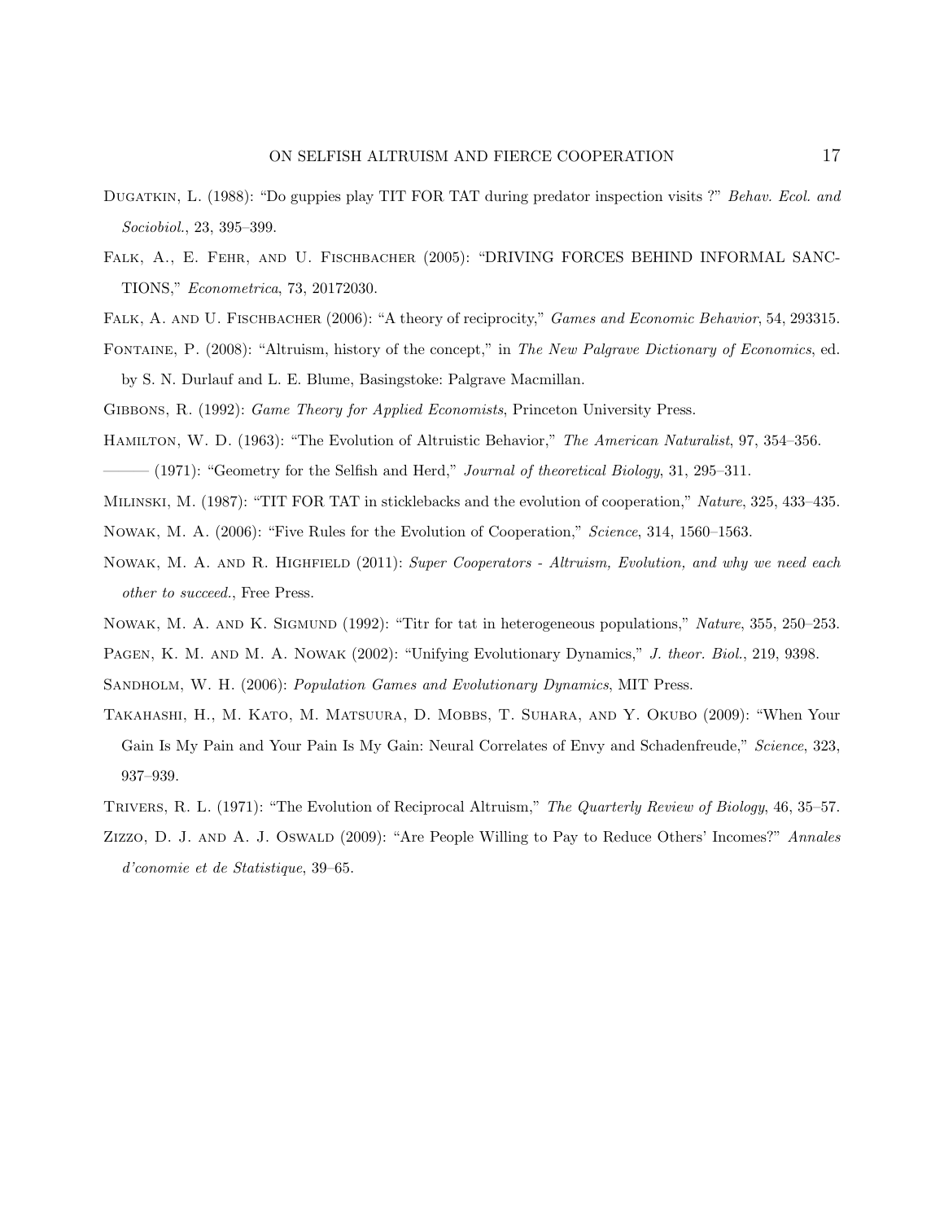Dugatkin, L. (1988): "Do guppies play TIT FOR TAT during predator inspection visits ?" *Behav. Ecol. and Sociobiol.*, 23, 395–399.

Falk, A., E. Fehr, and U. Fischbacher (2005): "DRIVING FORCES BEHIND INFORMAL SANCTIONS," *Econometrica*, 73, 20172030.

Falk, A. and U. Fischbacher (2006): "A theory of reciprocity," *Games and Economic Behavior*, 54, 293315.

Fontaine, P. (2008): "Altruism, history of the concept," in *The New Palgrave Dictionary of Economics*, ed. by S. N. Durlauf and L. E. Blume, Basingstoke: Palgrave Macmillan.

Gibbons, R. (1992): *Game Theory for Applied Economists*, Princeton University Press.

Hamilton, W. D. (1963): "The Evolution of Altruistic Behavior," *The American Naturalist*, 97, 354–356.

——— (1971): "Geometry for the Selfish and Herd," *Journal of theoretical Biology*, 31, 295–311.

Milinski, M. (1987): "TIT FOR TAT in sticklebacks and the evolution of cooperation," *Nature*, 325, 433–435.

Nowak, M. A. (2006): "Five Rules for the Evolution of Cooperation," *Science*, 314, 1560–1563.

Nowak, M. A. and R. Highfield (2011): *Super Cooperators - Altruism, Evolution, and why we need each other to succeed.*, Free Press.

Nowak, M. A. and K. Sigmund (1992): "Titr for tat in heterogeneous populations," *Nature*, 355, 250–253.

Pagen, K. M. and M. A. Nowak (2002): "Unifying Evolutionary Dynamics," *J. theor. Biol.*, 219, 9398.

Sandholm, W. H. (2006): *Population Games and Evolutionary Dynamics*, MIT Press.

Takahashi, H., M. Kato, M. Matsuura, D. Mobbs, T. Suhara, and Y. Okubo (2009): "When Your Gain Is My Pain and Your Pain Is My Gain: Neural Correlates of Envy and Schadenfreude," *Science*, 323, 937–939.

Trivers, R. L. (1971): "The Evolution of Reciprocal Altruism," *The Quarterly Review of Biology*, 46, 35–57.

Zizzo, D. J. and A. J. Oswald (2009): "Are People Willing to Pay to Reduce Others' Incomes?" *Annales d'conomie et de Statistique*, 39–65.